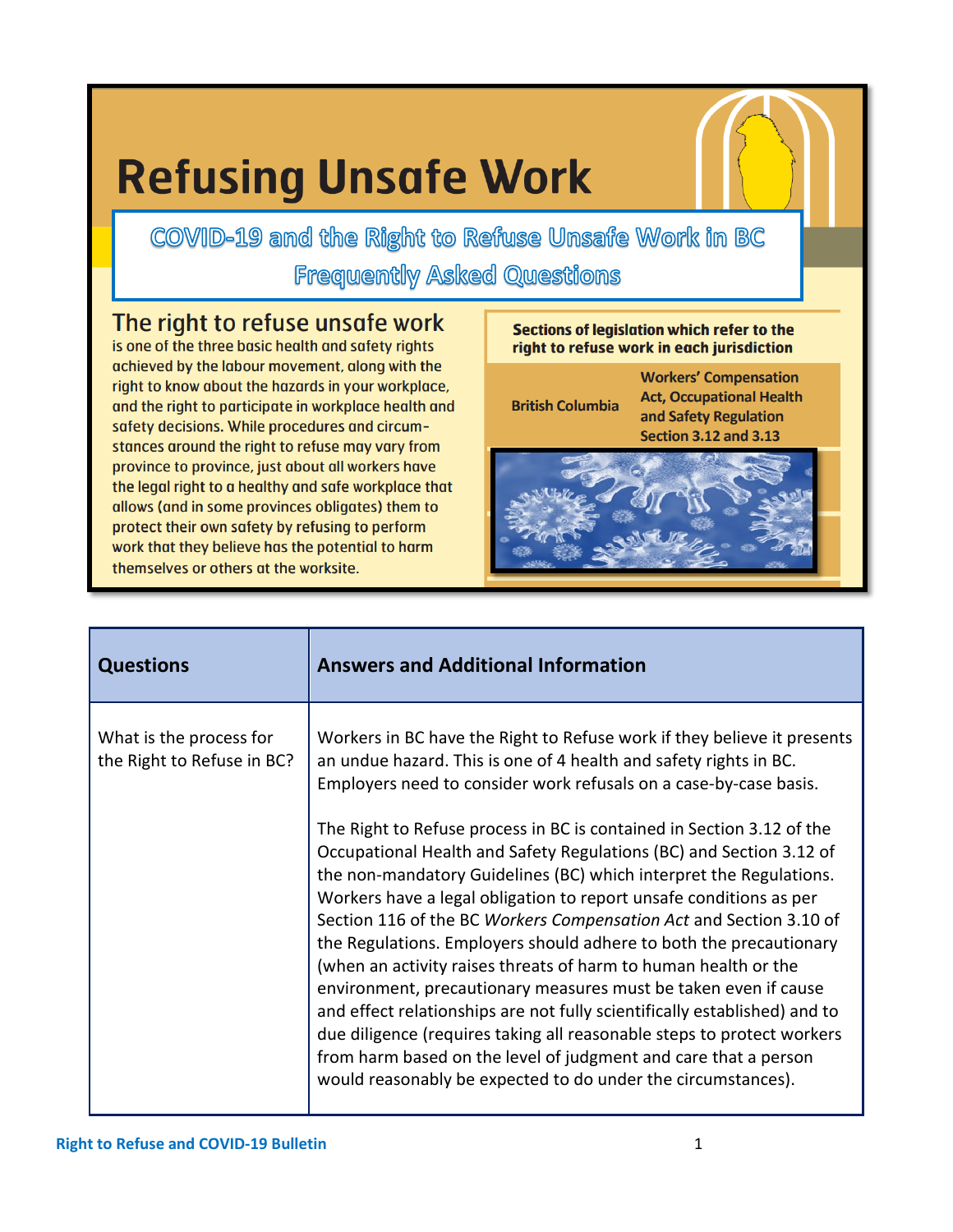# Refusing Unsafe Work

## COVID-19 and the Right to Refuse Unsafe Work in BC Frequently Asked Questions

### The right to refuse unsafe work

is one of the three basic health and safety rights achieved by the labour movement, along with the right to know about the hazards in your workplace, and the right to participate in workplace health and safety decisions. While procedures and circumstances around the right to refuse may vary from province to province, just about all workers have the legal right to a healthy and safe workplace that allows (and in some provinces obligates) them to protect their own safety by refusing to perform work that they believe has the potential to harm themselves or others at the worksite.

| Sections of legislation which refer to the right to refuse work in each jurisdiction | |
|---|---|
| British Columbia | Workers' Compensation Act, Occupational Health and Safety Regulation Section 3.12 and 3.13 |

| Questions | Answers and Additional Information |
|---|---|
| What is the process for the Right to Refuse in BC? | Workers in BC have the Right to Refuse work if they believe it presents an undue hazard. This is one of 4 health and safety rights in BC. Employers need to consider work refusals on a case-by-case basis.<br><br>The Right to Refuse process in BC is contained in Section 3.12 of the Occupational Health and Safety Regulations (BC) and Section 3.12 of the non-mandatory Guidelines (BC) which interpret the Regulations. Workers have a legal obligation to report unsafe conditions as per Section 116 of the BC *Workers Compensation Act* and Section 3.10 of the Regulations. Employers should adhere to both the precautionary (when an activity raises threats of harm to human health or the environment, precautionary measures must be taken even if cause and effect relationships are not fully scientifically established) and to due diligence (requires taking all reasonable steps to protect workers from harm based on the level of judgment and care that a person would reasonably be expected to do under the circumstances). |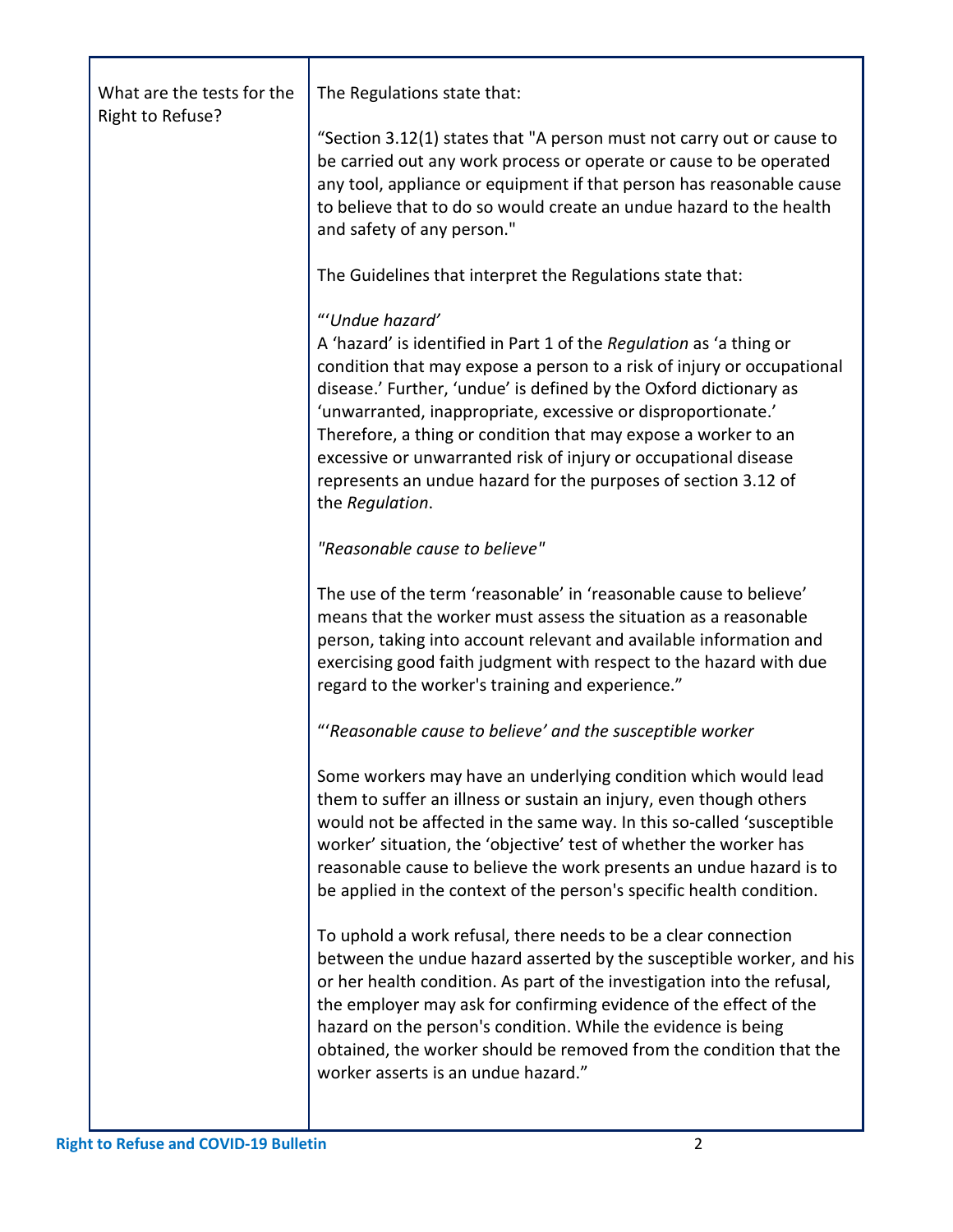| What are the tests for the Right to Refuse? | The Regulations state that:<br><br>"Section 3.12(1) states that "A person must not carry out or cause to be carried out any work process or operate or cause to be operated any tool, appliance or equipment if that person has reasonable cause to believe that to do so would create an undue hazard to the health and safety of any person."<br><br>The Guidelines that interpret the Regulations state that:<br><br>"'*Undue hazard'*<br>A 'hazard' is identified in Part 1 of the *Regulation* as 'a thing or condition that may expose a person to a risk of injury or occupational disease.' Further, 'undue' is defined by the Oxford dictionary as 'unwarranted, inappropriate, excessive or disproportionate.' Therefore, a thing or condition that may expose a worker to an excessive or unwarranted risk of injury or occupational disease represents an undue hazard for the purposes of section 3.12 of the *Regulation*.<br><br>*"Reasonable cause to believe"*<br><br>The use of the term 'reasonable' in 'reasonable cause to believe' means that the worker must assess the situation as a reasonable person, taking into account relevant and available information and exercising good faith judgment with respect to the hazard with due regard to the worker's training and experience."<br><br>"'*Reasonable cause to believe' and the susceptible worker*<br><br>Some workers may have an underlying condition which would lead them to suffer an illness or sustain an injury, even though others would not be affected in the same way. In this so-called 'susceptible worker' situation, the 'objective' test of whether the worker has reasonable cause to believe the work presents an undue hazard is to be applied in the context of the person's specific health condition.<br><br>To uphold a work refusal, there needs to be a clear connection between the undue hazard asserted by the susceptible worker, and his or her health condition. As part of the investigation into the refusal, the employer may ask for confirming evidence of the effect of the hazard on the person's condition. While the evidence is being obtained, the worker should be removed from the condition that the worker asserts is an undue hazard." |
|---|---|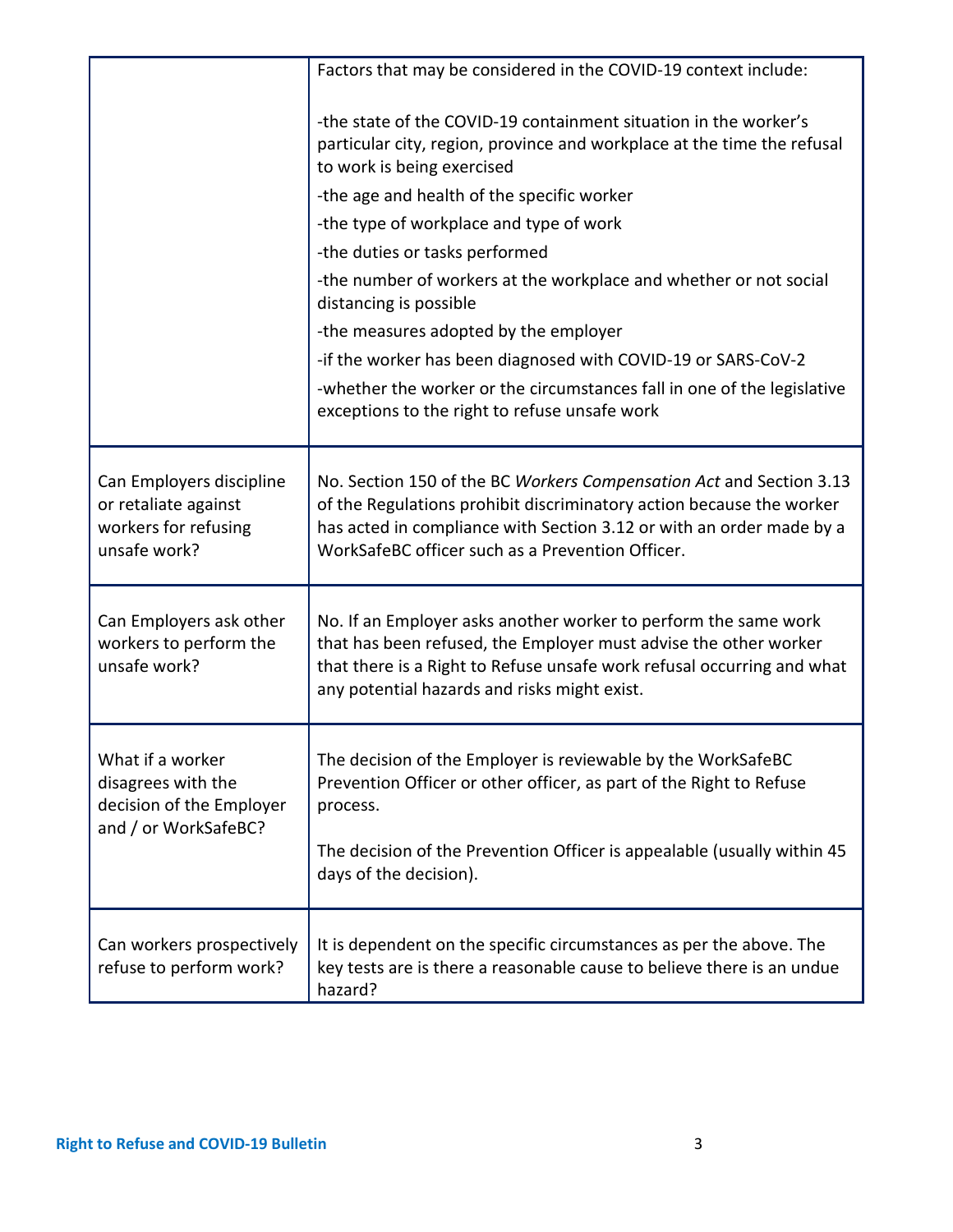| | |
|---|---|
| | Factors that may be considered in the COVID-19 context include:<br><br>-the state of the COVID-19 containment situation in the worker's particular city, region, province and workplace at the time the refusal to work is being exercised<br>-the age and health of the specific worker<br>-the type of workplace and type of work<br>-the duties or tasks performed<br>-the number of workers at the workplace and whether or not social distancing is possible<br>-the measures adopted by the employer<br>-if the worker has been diagnosed with COVID-19 or SARS-CoV-2<br>-whether the worker or the circumstances fall in one of the legislative exceptions to the right to refuse unsafe work |
| Can Employers discipline or retaliate against workers for refusing unsafe work? | No. Section 150 of the BC *Workers Compensation Act* and Section 3.13 of the Regulations prohibit discriminatory action because the worker has acted in compliance with Section 3.12 or with an order made by a WorkSafeBC officer such as a Prevention Officer. |
| Can Employers ask other workers to perform the unsafe work? | No. If an Employer asks another worker to perform the same work that has been refused, the Employer must advise the other worker that there is a Right to Refuse unsafe work refusal occurring and what any potential hazards and risks might exist. |
| What if a worker disagrees with the decision of the Employer and / or WorkSafeBC? | The decision of the Employer is reviewable by the WorkSafeBC Prevention Officer or other officer, as part of the Right to Refuse process.<br><br>The decision of the Prevention Officer is appealable (usually within 45 days of the decision). |
| Can workers prospectively refuse to perform work? | It is dependent on the specific circumstances as per the above. The key tests are is there a reasonable cause to believe there is an undue hazard? |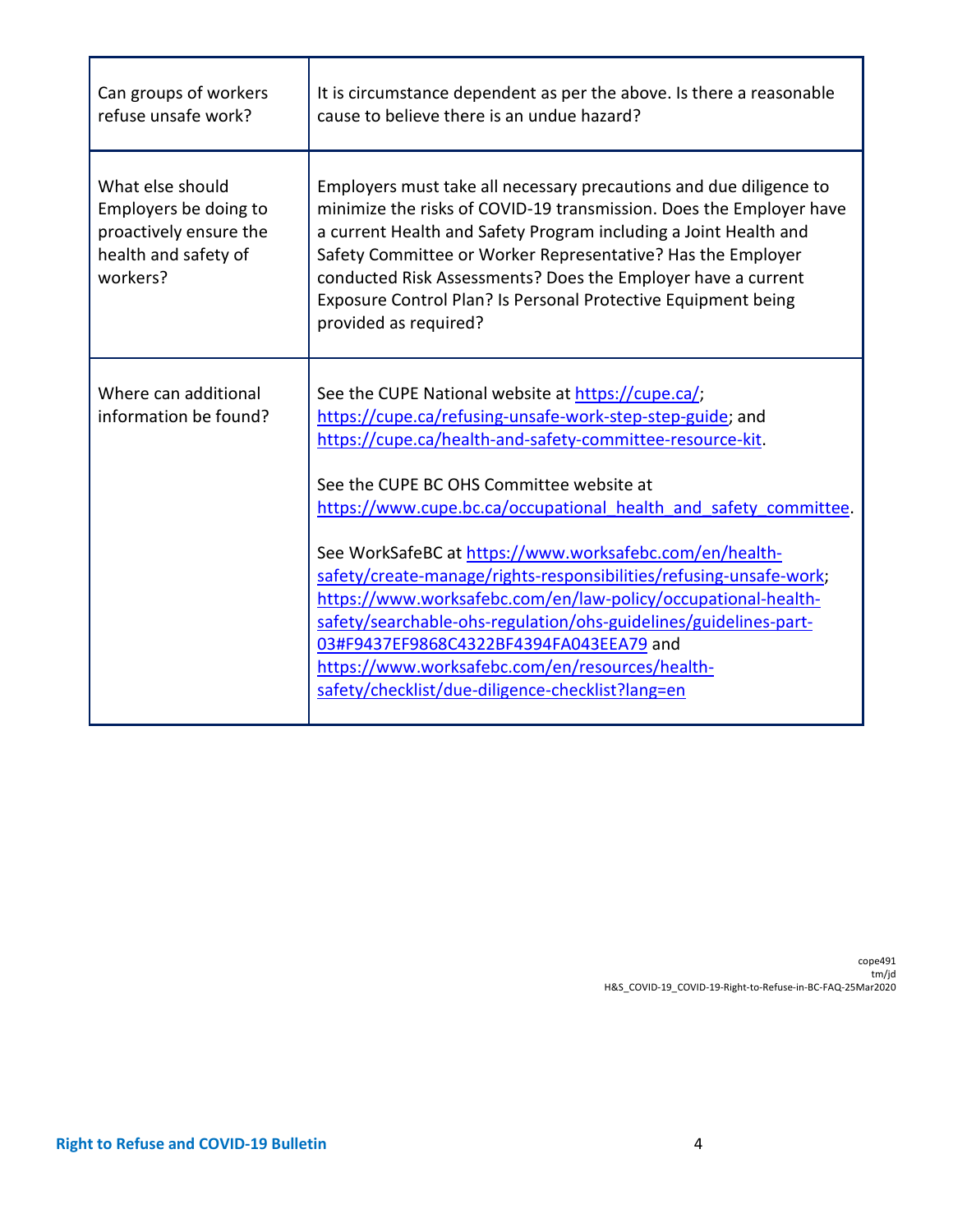| | |
|---|---|
| Can groups of workers refuse unsafe work? | It is circumstance dependent as per the above. Is there a reasonable cause to believe there is an undue hazard? |
| What else should Employers be doing to proactively ensure the health and safety of workers? | Employers must take all necessary precautions and due diligence to minimize the risks of COVID-19 transmission. Does the Employer have a current Health and Safety Program including a Joint Health and Safety Committee or Worker Representative? Has the Employer conducted Risk Assessments? Does the Employer have a current Exposure Control Plan? Is Personal Protective Equipment being provided as required? |
| Where can additional information be found? | See the CUPE National website at https://cupe.ca/; https://cupe.ca/refusing-unsafe-work-step-step-guide; and https://cupe.ca/health-and-safety-committee-resource-kit.<br><br>See the CUPE BC OHS Committee website at https://www.cupe.bc.ca/occupational_health_and_safety_committee.<br><br>See WorkSafeBC at https://www.worksafebc.com/en/health-safety/create-manage/rights-responsibilities/refusing-unsafe-work; https://www.worksafebc.com/en/law-policy/occupational-health-safety/searchable-ohs-regulation/ohs-guidelines/guidelines-part-03#F9437EF9868C4322BF4394FA043EEA79 and https://www.worksafebc.com/en/resources/health-safety/checklist/due-diligence-checklist?lang=en |

cope491
tm/jd
H&S_COVID-19_COVID-19-Right-to-Refuse-in-BC-FAQ-25Mar2020